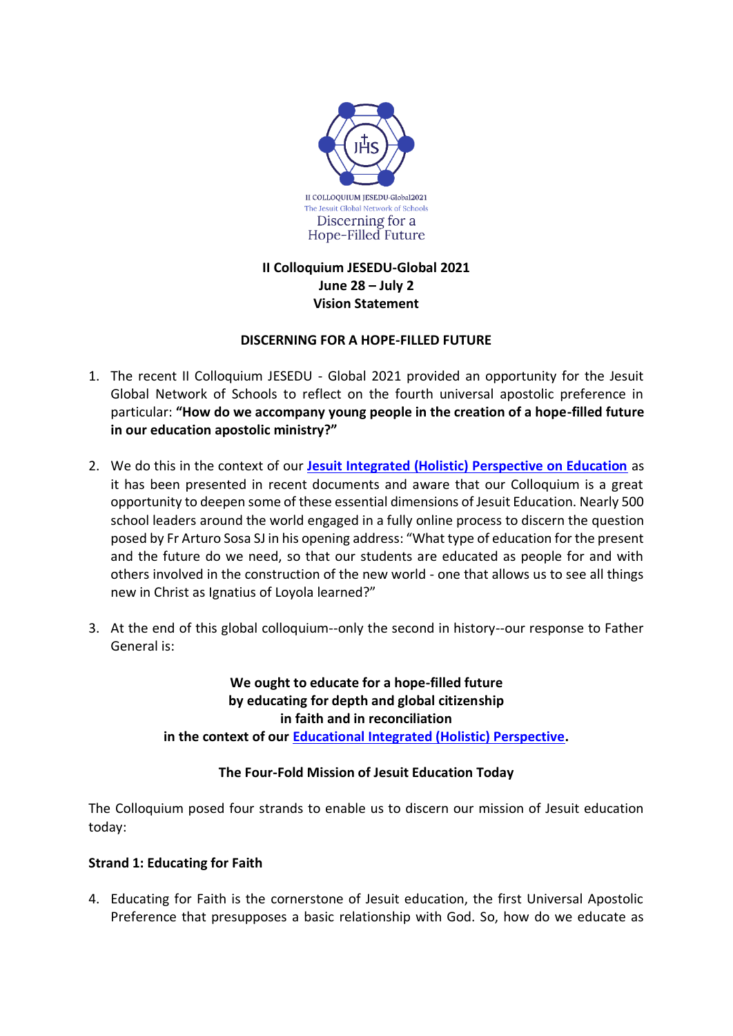II COLLOQUIUM JESEDU-Global2021
The Jesuit Global Network of Schools
Discerning for a Hope-Filled Future

**II Colloquium JESEDU-Global 2021**
**June 28 – July 2**
**Vision Statement**

## DISCERNING FOR A HOPE-FILLED FUTURE

1. The recent II Colloquium JESEDU - Global 2021 provided an opportunity for the Jesuit Global Network of Schools to reflect on the fourth universal apostolic preference in particular: **"How do we accompany young people in the creation of a hope-filled future in our education apostolic ministry?"**

2. We do this in the context of our **Jesuit Integrated (Holistic) Perspective on Education** as it has been presented in recent documents and aware that our Colloquium is a great opportunity to deepen some of these essential dimensions of Jesuit Education. Nearly 500 school leaders around the world engaged in a fully online process to discern the question posed by Fr Arturo Sosa SJ in his opening address: "What type of education for the present and the future do we need, so that our students are educated as people for and with others involved in the construction of the new world - one that allows us to see all things new in Christ as Ignatius of Loyola learned?"

3. At the end of this global colloquium--only the second in history--our response to Father General is:

**We ought to educate for a hope-filled future**
**by educating for depth and global citizenship**
**in faith and in reconciliation**
**in the context of our Educational Integrated (Holistic) Perspective.**

### The Four-Fold Mission of Jesuit Education Today

The Colloquium posed four strands to enable us to discern our mission of Jesuit education today:

**Strand 1: Educating for Faith**

4. Educating for Faith is the cornerstone of Jesuit education, the first Universal Apostolic Preference that presupposes a basic relationship with God. So, how do we educate as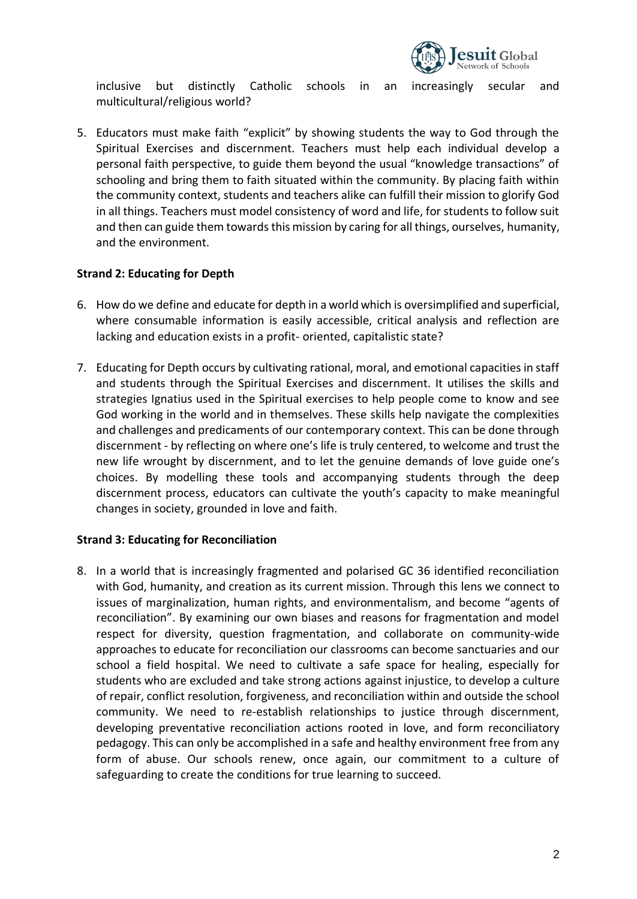inclusive but distinctly Catholic schools in an increasingly secular and multicultural/religious world?

5. Educators must make faith "explicit" by showing students the way to God through the Spiritual Exercises and discernment. Teachers must help each individual develop a personal faith perspective, to guide them beyond the usual "knowledge transactions" of schooling and bring them to faith situated within the community. By placing faith within the community context, students and teachers alike can fulfill their mission to glorify God in all things. Teachers must model consistency of word and life, for students to follow suit and then can guide them towards this mission by caring for all things, ourselves, humanity, and the environment.

**Strand 2: Educating for Depth**

6. How do we define and educate for depth in a world which is oversimplified and superficial, where consumable information is easily accessible, critical analysis and reflection are lacking and education exists in a profit- oriented, capitalistic state?

7. Educating for Depth occurs by cultivating rational, moral, and emotional capacities in staff and students through the Spiritual Exercises and discernment. It utilises the skills and strategies Ignatius used in the Spiritual exercises to help people come to know and see God working in the world and in themselves. These skills help navigate the complexities and challenges and predicaments of our contemporary context. This can be done through discernment - by reflecting on where one's life is truly centered, to welcome and trust the new life wrought by discernment, and to let the genuine demands of love guide one's choices. By modelling these tools and accompanying students through the deep discernment process, educators can cultivate the youth's capacity to make meaningful changes in society, grounded in love and faith.

**Strand 3: Educating for Reconciliation**

8. In a world that is increasingly fragmented and polarised GC 36 identified reconciliation with God, humanity, and creation as its current mission. Through this lens we connect to issues of marginalization, human rights, and environmentalism, and become "agents of reconciliation". By examining our own biases and reasons for fragmentation and model respect for diversity, question fragmentation, and collaborate on community-wide approaches to educate for reconciliation our classrooms can become sanctuaries and our school a field hospital. We need to cultivate a safe space for healing, especially for students who are excluded and take strong actions against injustice, to develop a culture of repair, conflict resolution, forgiveness, and reconciliation within and outside the school community. We need to re-establish relationships to justice through discernment, developing preventative reconciliation actions rooted in love, and form reconciliatory pedagogy. This can only be accomplished in a safe and healthy environment free from any form of abuse. Our schools renew, once again, our commitment to a culture of safeguarding to create the conditions for true learning to succeed.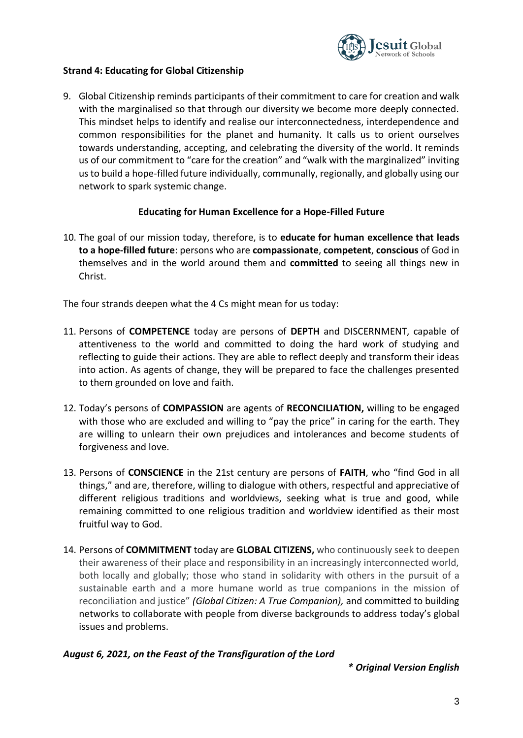**Strand 4: Educating for Global Citizenship**

9. Global Citizenship reminds participants of their commitment to care for creation and walk with the marginalised so that through our diversity we become more deeply connected. This mindset helps to identify and realise our interconnectedness, interdependence and common responsibilities for the planet and humanity. It calls us to orient ourselves towards understanding, accepting, and celebrating the diversity of the world. It reminds us of our commitment to "care for the creation" and "walk with the marginalized" inviting us to build a hope-filled future individually, communally, regionally, and globally using our network to spark systemic change.

**Educating for Human Excellence for a Hope-Filled Future**

10. The goal of our mission today, therefore, is to **educate for human excellence that leads to a hope-filled future**: persons who are **compassionate**, **competent**, **conscious** of God in themselves and in the world around them and **committed** to seeing all things new in Christ.

The four strands deepen what the 4 Cs might mean for us today:

11. Persons of **COMPETENCE** today are persons of **DEPTH** and DISCERNMENT, capable of attentiveness to the world and committed to doing the hard work of studying and reflecting to guide their actions. They are able to reflect deeply and transform their ideas into action. As agents of change, they will be prepared to face the challenges presented to them grounded on love and faith.

12. Today's persons of **COMPASSION** are agents of **RECONCILIATION,** willing to be engaged with those who are excluded and willing to "pay the price" in caring for the earth. They are willing to unlearn their own prejudices and intolerances and become students of forgiveness and love.

13. Persons of **CONSCIENCE** in the 21st century are persons of **FAITH**, who "find God in all things," and are, therefore, willing to dialogue with others, respectful and appreciative of different religious traditions and worldviews, seeking what is true and good, while remaining committed to one religious tradition and worldview identified as their most fruitful way to God.

14. Persons of **COMMITMENT** today are **GLOBAL CITIZENS,** who continuously seek to deepen their awareness of their place and responsibility in an increasingly interconnected world, both locally and globally; those who stand in solidarity with others in the pursuit of a sustainable earth and a more humane world as true companions in the mission of reconciliation and justice" *(Global Citizen: A True Companion),* and committed to building networks to collaborate with people from diverse backgrounds to address today's global issues and problems.

***August 6, 2021, on the Feast of the Transfiguration of the Lord***

***\* Original Version English***